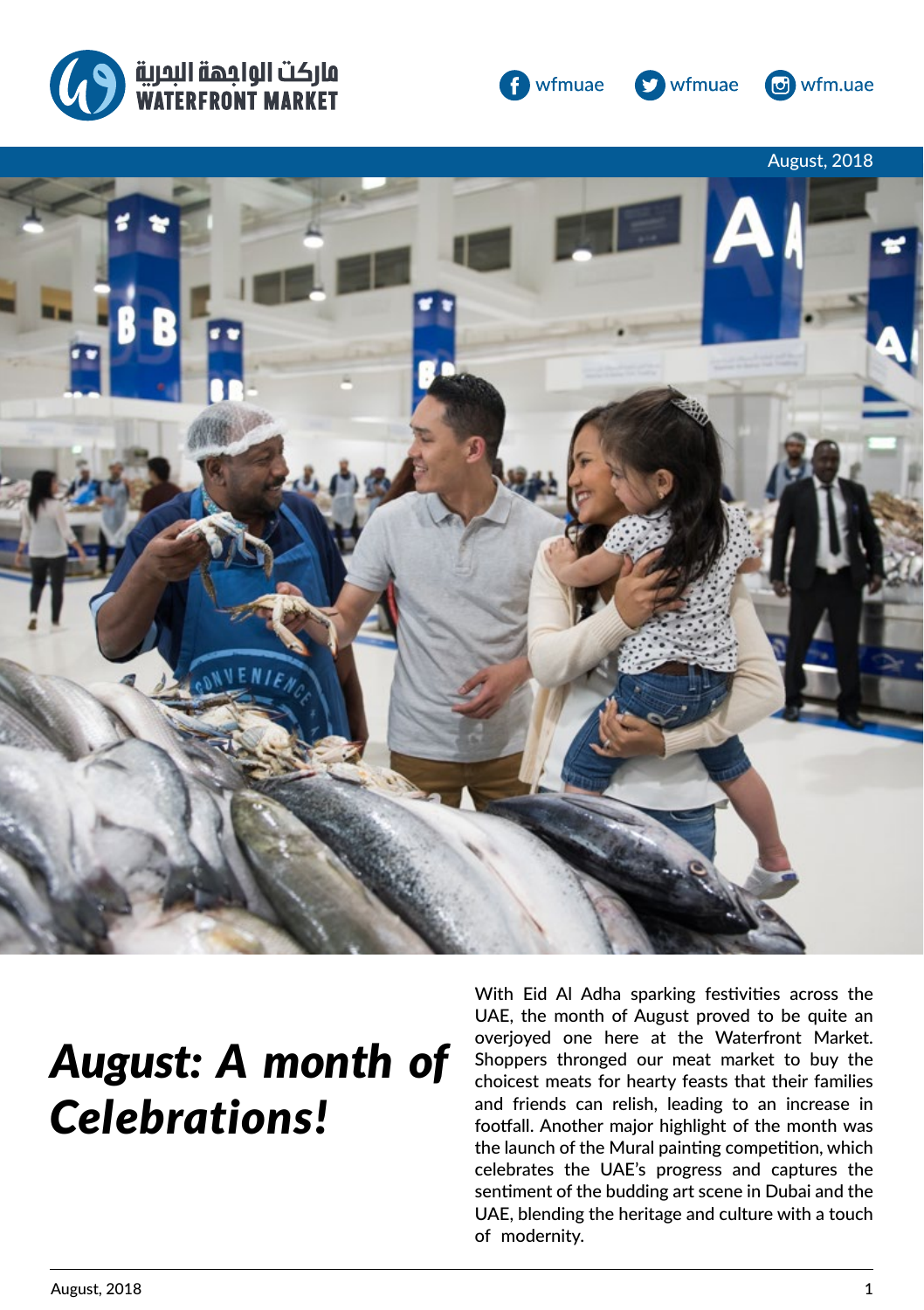ماركت الواجهة البحرية
WATERFRONT MARKET

wfmuae wfmuae wfm.uae

August, 2018

# *August: A month of Celebrations!*

With Eid Al Adha sparking festivities across the UAE, the month of August proved to be quite an overjoyed one here at the Waterfront Market. Shoppers thronged our meat market to buy the choicest meats for hearty feasts that their families and friends can relish, leading to an increase in footfall. Another major highlight of the month was the launch of the Mural painting competition, which celebrates the UAE's progress and captures the sentiment of the budding art scene in Dubai and the UAE, blending the heritage and culture with a touch of modernity.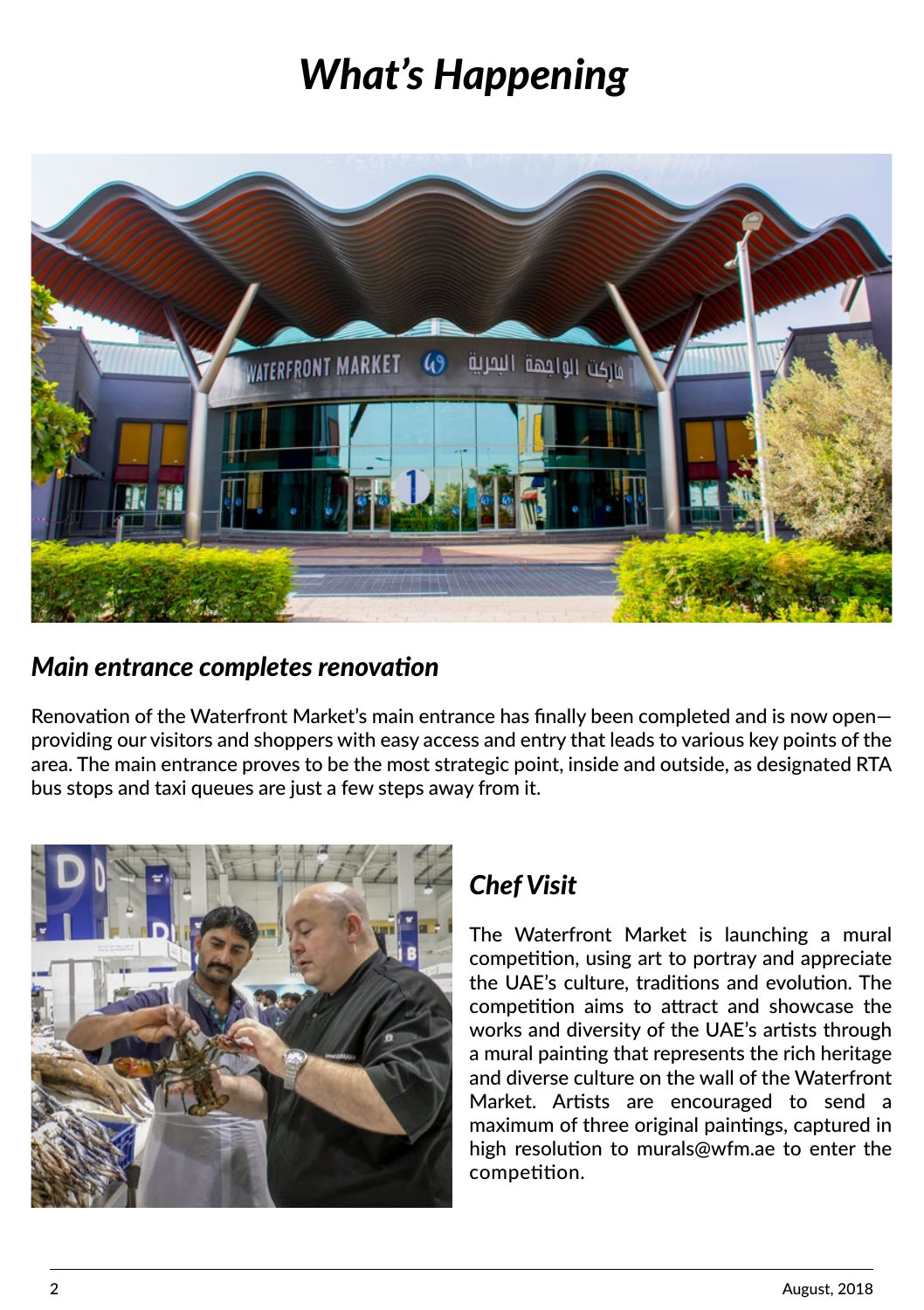# What's Happening

## Main entrance completes renovation

Renovation of the Waterfront Market's main entrance has finally been completed and is now open—providing our visitors and shoppers with easy access and entry that leads to various key points of the area. The main entrance proves to be the most strategic point, inside and outside, as designated RTA bus stops and taxi queues are just a few steps away from it.

## Chef Visit

The Waterfront Market is launching a mural competition, using art to portray and appreciate the UAE's culture, traditions and evolution. The competition aims to attract and showcase the works and diversity of the UAE's artists through a mural painting that represents the rich heritage and diverse culture on the wall of the Waterfront Market. Artists are encouraged to send a maximum of three original paintings, captured in high resolution to murals@wfm.ae to enter the competition.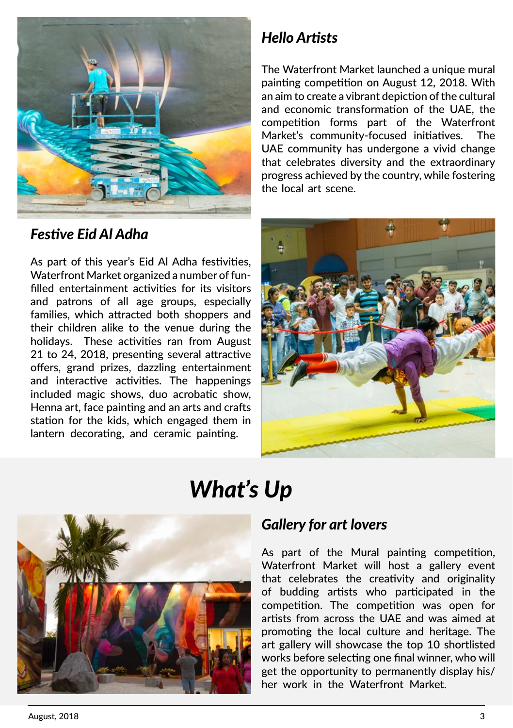## *Hello Artists*

The Waterfront Market launched a unique mural painting competition on August 12, 2018. With an aim to create a vibrant depiction of the cultural and economic transformation of the UAE, the competition forms part of the Waterfront Market's community-focused initiatives. The UAE community has undergone a vivid change that celebrates diversity and the extraordinary progress achieved by the country, while fostering the local art scene.

## *Festive Eid Al Adha*

As part of this year's Eid Al Adha festivities, Waterfront Market organized a number of fun-filled entertainment activities for its visitors and patrons of all age groups, especially families, which attracted both shoppers and their children alike to the venue during the holidays. These activities ran from August 21 to 24, 2018, presenting several attractive offers, grand prizes, dazzling entertainment and interactive activities. The happenings included magic shows, duo acrobatic show, Henna art, face painting and an arts and crafts station for the kids, which engaged them in lantern decorating, and ceramic painting.

# *What's Up*

## *Gallery for art lovers*

As part of the Mural painting competition, Waterfront Market will host a gallery event that celebrates the creativity and originality of budding artists who participated in the competition. The competition was open for artists from across the UAE and was aimed at promoting the local culture and heritage. The art gallery will showcase the top 10 shortlisted works before selecting one final winner, who will get the opportunity to permanently display his/her work in the Waterfront Market.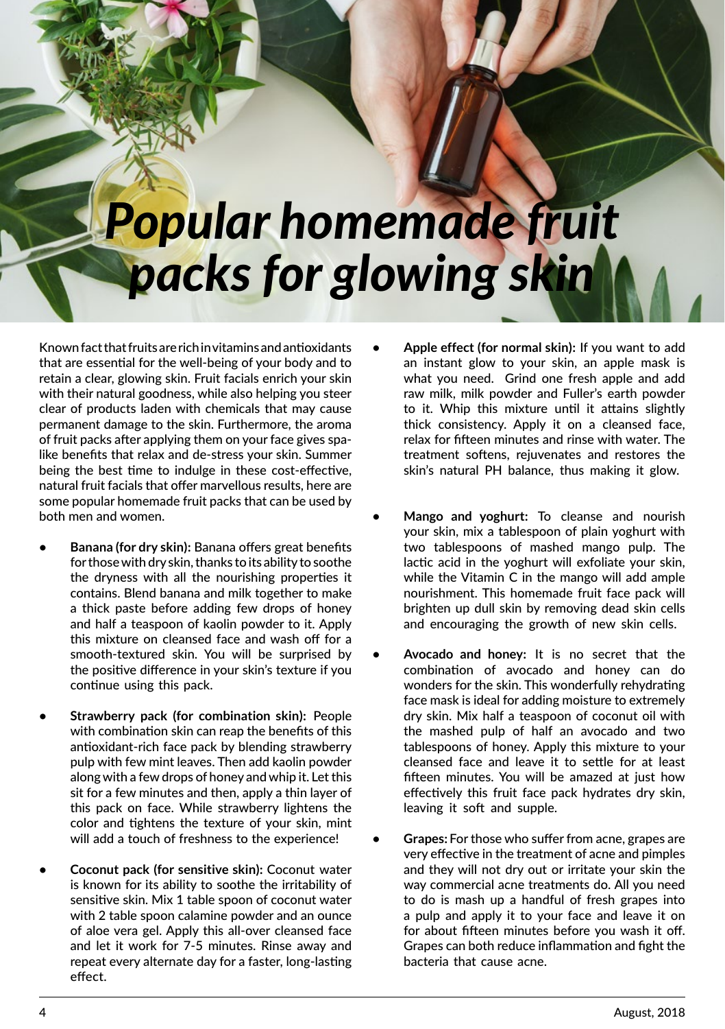# *Popular homemade fruit packs for glowing skin*

Known fact that fruits are rich in vitamins and antioxidants that are essential for the well-being of your body and to retain a clear, glowing skin. Fruit facials enrich your skin with their natural goodness, while also helping you steer clear of products laden with chemicals that may cause permanent damage to the skin. Furthermore, the aroma of fruit packs after applying them on your face gives spa-like benefits that relax and de-stress your skin. Summer being the best time to indulge in these cost-effective, natural fruit facials that offer marvellous results, here are some popular homemade fruit packs that can be used by both men and women.

- **Banana (for dry skin):** Banana offers great benefits for those with dry skin, thanks to its ability to soothe the dryness with all the nourishing properties it contains. Blend banana and milk together to make a thick paste before adding few drops of honey and half a teaspoon of kaolin powder to it. Apply this mixture on cleansed face and wash off for a smooth-textured skin. You will be surprised by the positive difference in your skin's texture if you continue using this pack.

- **Strawberry pack (for combination skin):** People with combination skin can reap the benefits of this antioxidant-rich face pack by blending strawberry pulp with few mint leaves. Then add kaolin powder along with a few drops of honey and whip it. Let this sit for a few minutes and then, apply a thin layer of this pack on face. While strawberry lightens the color and tightens the texture of your skin, mint will add a touch of freshness to the experience!

- **Coconut pack (for sensitive skin):** Coconut water is known for its ability to soothe the irritability of sensitive skin. Mix 1 table spoon of coconut water with 2 table spoon calamine powder and an ounce of aloe vera gel. Apply this all-over cleansed face and let it work for 7-5 minutes. Rinse away and repeat every alternate day for a faster, long-lasting effect.

- **Apple effect (for normal skin):** If you want to add an instant glow to your skin, an apple mask is what you need. Grind one fresh apple and add raw milk, milk powder and Fuller's earth powder to it. Whip this mixture until it attains slightly thick consistency. Apply it on a cleansed face, relax for fifteen minutes and rinse with water. The treatment softens, rejuvenates and restores the skin's natural PH balance, thus making it glow.

- **Mango and yoghurt:** To cleanse and nourish your skin, mix a tablespoon of plain yoghurt with two tablespoons of mashed mango pulp. The lactic acid in the yoghurt will exfoliate your skin, while the Vitamin C in the mango will add ample nourishment. This homemade fruit face pack will brighten up dull skin by removing dead skin cells and encouraging the growth of new skin cells.

- **Avocado and honey:** It is no secret that the combination of avocado and honey can do wonders for the skin. This wonderfully rehydrating face mask is ideal for adding moisture to extremely dry skin. Mix half a teaspoon of coconut oil with the mashed pulp of half an avocado and two tablespoons of honey. Apply this mixture to your cleansed face and leave it to settle for at least fifteen minutes. You will be amazed at just how effectively this fruit face pack hydrates dry skin, leaving it soft and supple.

- **Grapes:** For those who suffer from acne, grapes are very effective in the treatment of acne and pimples and they will not dry out or irritate your skin the way commercial acne treatments do. All you need to do is mash up a handful of fresh grapes into a pulp and apply it to your face and leave it on for about fifteen minutes before you wash it off. Grapes can both reduce inflammation and fight the bacteria that cause acne.